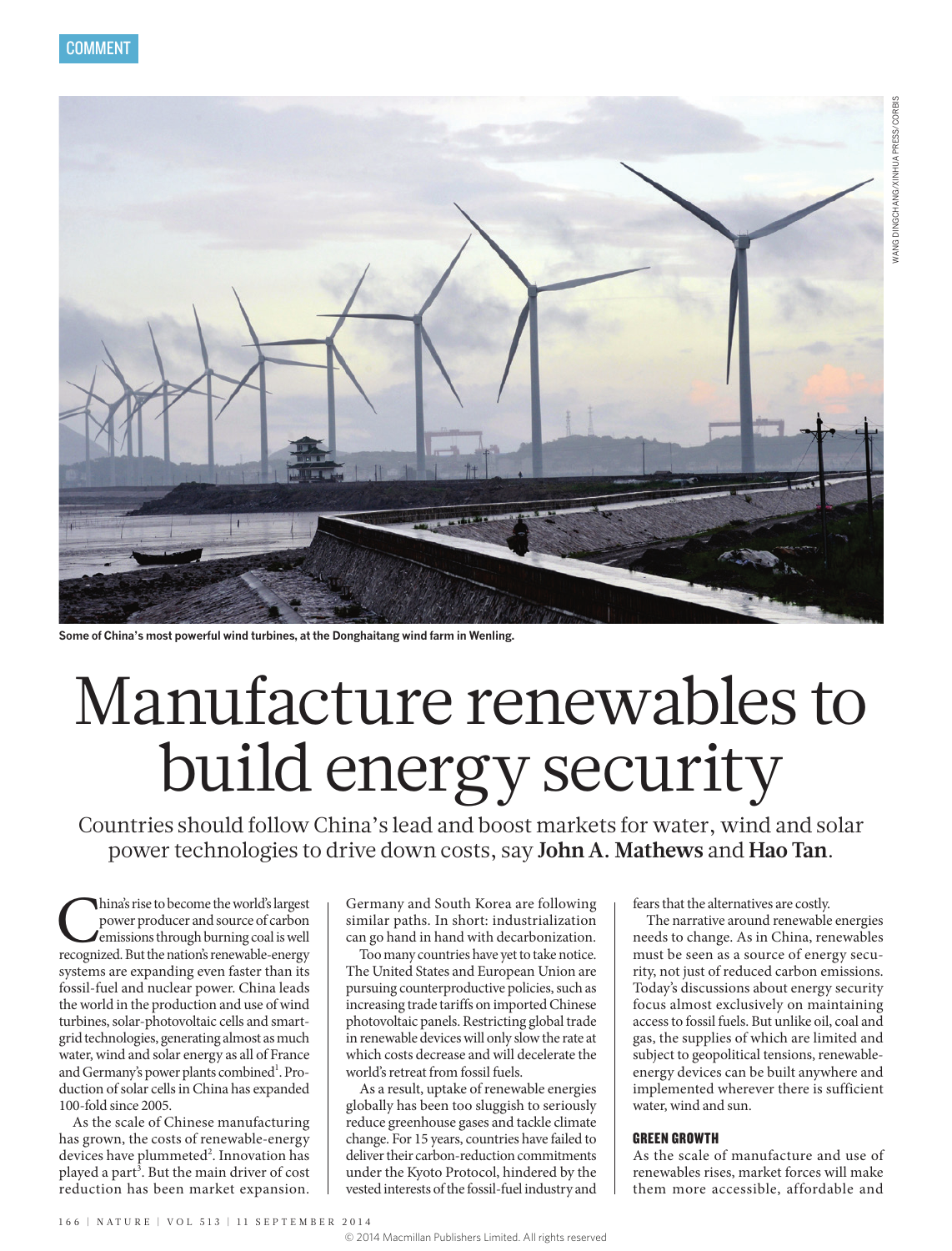COMMENT

Some of China's most powerful wind turbines, at the Donghaitang wind farm in Wenling.

# Manufacture renewables to build energy security

Countries should follow China's lead and boost markets for water, wind and solar power technologies to drive down costs, say **John A. Mathews** and **Hao Tan**.

China's rise to become the world's largest power producer and source of carbon emissions through burning coal is well recognized. But the nation's renewable-energy systems are expanding even faster than its fossil-fuel and nuclear power. China leads the world in the production and use of wind turbines, solar-photovoltaic cells and smart-grid technologies, generating almost as much water, wind and solar energy as all of France and Germany's power plants combined[1]. Production of solar cells in China has expanded 100-fold since 2005.

As the scale of Chinese manufacturing has grown, the costs of renewable-energy devices have plummeted[2]. Innovation has played a part[3]. But the main driver of cost reduction has been market expansion. Germany and South Korea are following similar paths. In short: industrialization can go hand in hand with decarbonization.

Too many countries have yet to take notice. The United States and European Union are pursuing counterproductive policies, such as increasing trade tariffs on imported Chinese photovoltaic panels. Restricting global trade in renewable devices will only slow the rate at which costs decrease and will decelerate the world's retreat from fossil fuels.

As a result, uptake of renewable energies globally has been too sluggish to seriously reduce greenhouse gases and tackle climate change. For 15 years, countries have failed to deliver their carbon-reduction commitments under the Kyoto Protocol, hindered by the vested interests of the fossil-fuel industry and fears that the alternatives are costly.

The narrative around renewable energies needs to change. As in China, renewables must be seen as a source of energy security, not just of reduced carbon emissions. Today's discussions about energy security focus almost exclusively on maintaining access to fossil fuels. But unlike oil, coal and gas, the supplies of which are limited and subject to geopolitical tensions, renewable-energy devices can be built anywhere and implemented wherever there is sufficient water, wind and sun.

## GREEN GROWTH

As the scale of manufacture and use of renewables rises, market forces will make them more accessible, affordable and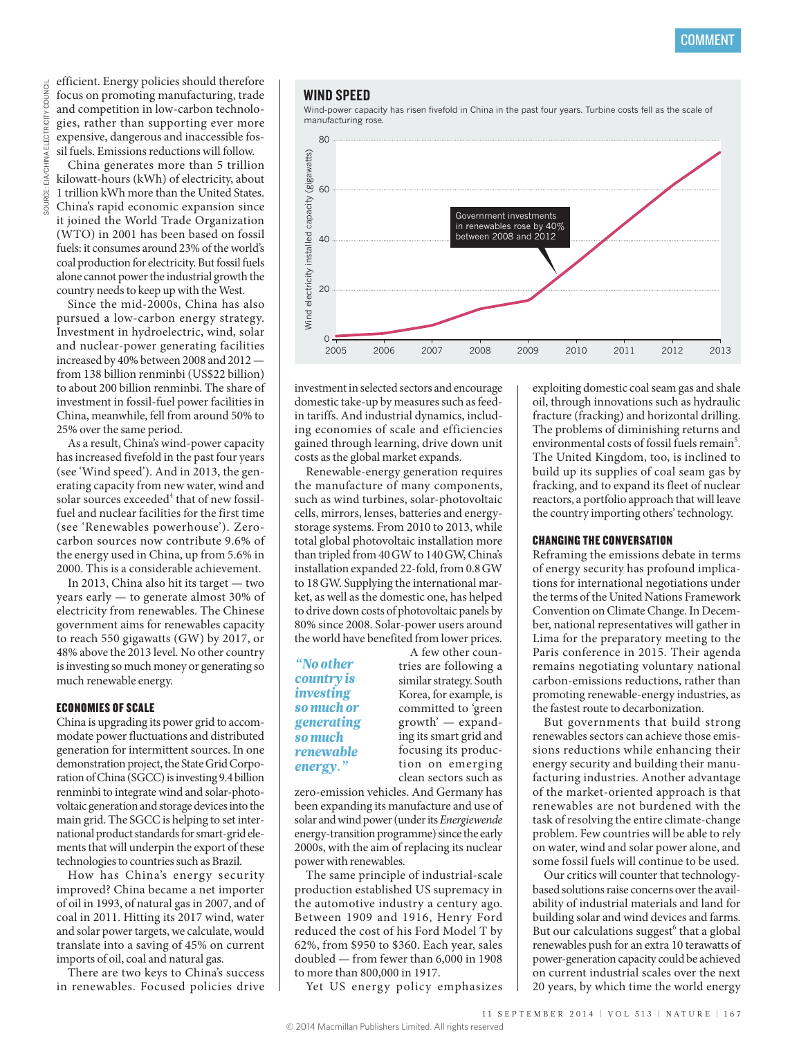efficient. Energy policies should therefore focus on promoting manufacturing, trade and competition in low-carbon technologies, rather than supporting ever more expensive, dangerous and inaccessible fossil fuels. Emissions reductions will follow.

China generates more than 5 trillion kilowatt-hours (kWh) of electricity, about 1 trillion kWh more than the United States. China's rapid economic expansion since it joined the World Trade Organization (WTO) in 2001 has been based on fossil fuels: it consumes around 23% of the world's coal production for electricity. But fossil fuels alone cannot power the industrial growth the country needs to keep up with the West.

Since the mid-2000s, China has also pursued a low-carbon energy strategy. Investment in hydroelectric, wind, solar and nuclear-power generating facilities increased by 40% between 2008 and 2012 — from 138 billion renminbi (US$22 billion) to about 200 billion renminbi. The share of investment in fossil-fuel power facilities in China, meanwhile, fell from around 50% to 25% over the same period.

As a result, China's wind-power capacity has increased fivefold in the past four years (see 'Wind speed'). And in 2013, the generating capacity from new water, wind and solar sources exceeded[4] that of new fossil-fuel and nuclear facilities for the first time (see 'Renewables powerhouse'). Zero-carbon sources now contribute 9.6% of the energy used in China, up from 5.6% in 2000. This is a considerable achievement.

In 2013, China also hit its target — two years early — to generate almost 30% of electricity from renewables. The Chinese government aims for renewables capacity to reach 550 gigawatts (GW) by 2017, or 48% above the 2013 level. No other country is investing so much money or generating so much renewable energy.

## WIND SPEED

Wind-power capacity has risen fivefold in China in the past four years. Turbine costs fell as the scale of manufacturing rose.

SOURCE: EIA/CHINA ELECTRICITY COUNCIL

### ECONOMIES OF SCALE

China is upgrading its power grid to accommodate power fluctuations and distributed generation for intermittent sources. In one demonstration project, the State Grid Corporation of China (SGCC) is investing 9.4 billion renminbi to integrate wind and solar-photovoltaic generation and storage devices into the main grid. The SGCC is helping to set international product standards for smart-grid elements that will underpin the export of these technologies to countries such as Brazil.

How has China's energy security improved? China became a net importer of oil in 1993, of natural gas in 2007, and of coal in 2011. Hitting its 2017 wind, water and solar power targets, we calculate, would translate into a saving of 45% on current imports of oil, coal and natural gas.

There are two keys to China's success in renewables. Focused policies drive investment in selected sectors and encourage domestic take-up by measures such as feed-in tariffs. And industrial dynamics, including economies of scale and efficiencies gained through learning, drive down unit costs as the global market expands.

Renewable-energy generation requires the manufacture of many components, such as wind turbines, solar-photovoltaic cells, mirrors, lenses, batteries and energy-storage systems. From 2010 to 2013, while total global photovoltaic installation more than tripled from 40 GW to 140 GW, China's installation expanded 22-fold, from 0.8 GW to 18 GW. Supplying the international market, as well as the domestic one, has helped to drive down costs of photovoltaic panels by 80% since 2008. Solar-power users around the world have benefited from lower prices.

> *"No other country is investing so much or generating so much renewable energy."*

A few other countries are following a similar strategy. South Korea, for example, is committed to 'green growth' — expanding its smart grid and focusing its production on emerging clean sectors such as zero-emission vehicles. And Germany has been expanding its manufacture and use of solar and wind power (under its *Energiewende* energy-transition programme) since the early 2000s, with the aim of replacing its nuclear power with renewables.

The same principle of industrial-scale production established US supremacy in the automotive industry a century ago. Between 1909 and 1916, Henry Ford reduced the cost of his Ford Model T by 62%, from $950 to $360. Each year, sales doubled — from fewer than 6,000 in 1908 to more than 800,000 in 1917.

Yet US energy policy emphasizes exploiting domestic coal seam gas and shale oil, through innovations such as hydraulic fracture (fracking) and horizontal drilling. The problems of diminishing returns and environmental costs of fossil fuels remain[5]. The United Kingdom, too, is inclined to build up its supplies of coal seam gas by fracking, and to expand its fleet of nuclear reactors, a portfolio approach that will leave the country importing others' technology.

### CHANGING THE CONVERSATION

Reframing the emissions debate in terms of energy security has profound implications for international negotiations under the terms of the United Nations Framework Convention on Climate Change. In December, national representatives will gather in Lima for the preparatory meeting to the Paris conference in 2015. Their agenda remains negotiating voluntary national carbon-emissions reductions, rather than promoting renewable-energy industries, as the fastest route to decarbonization.

But governments that build strong renewables sectors can achieve those emissions reductions while enhancing their energy security and building their manufacturing industries. Another advantage of the market-oriented approach is that renewables are not burdened with the task of resolving the entire climate-change problem. Few countries will be able to rely on water, wind and solar power alone, and some fossil fuels will continue to be used.

Our critics will counter that technology-based solutions raise concerns over the availability of industrial materials and land for building solar and wind devices and farms. But our calculations suggest[6] that a global renewables push for an extra 10 terawatts of power-generation capacity could be achieved on current industrial scales over the next 20 years, by which time the world energy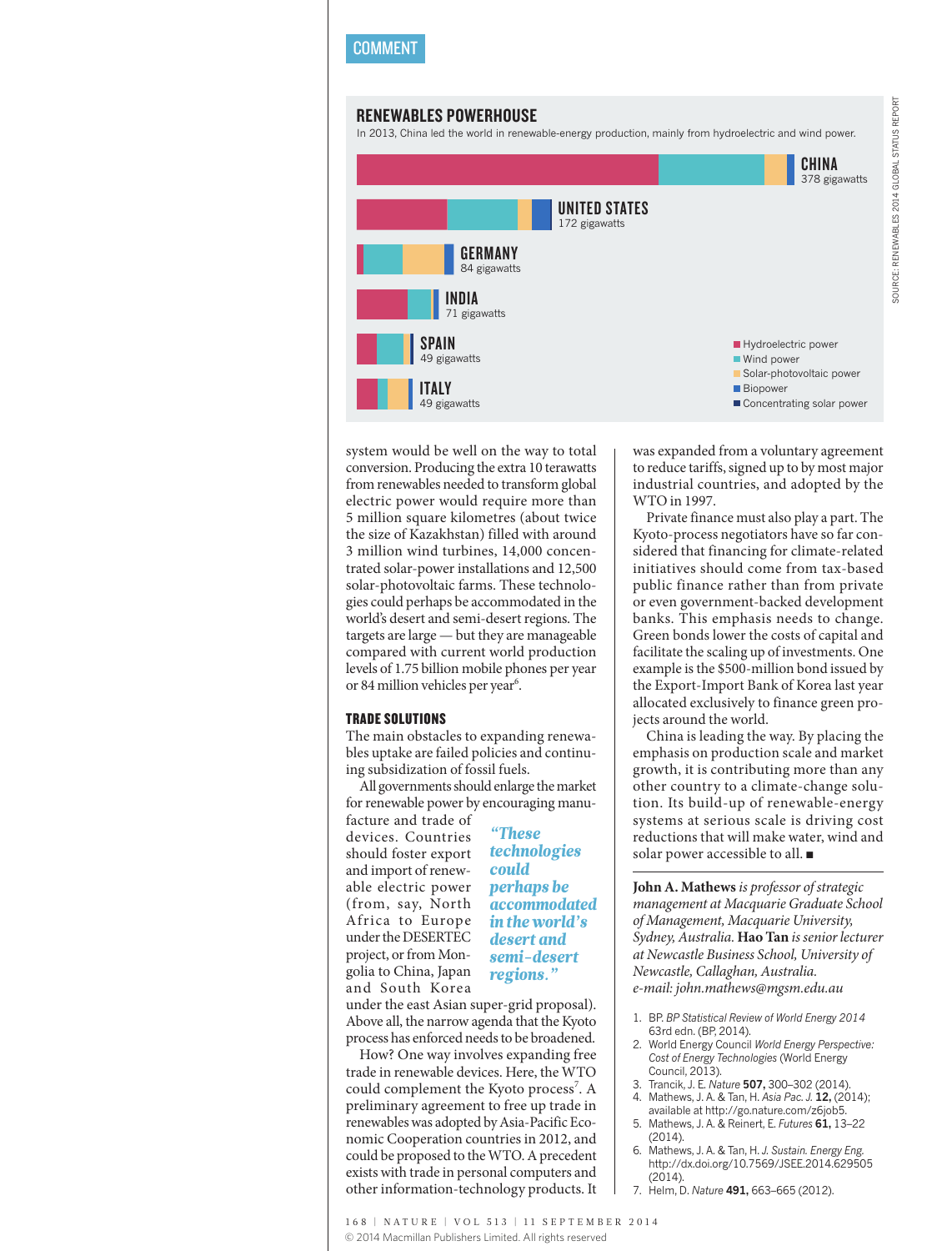COMMENT

## RENEWABLES POWERHOUSE

In 2013, China led the world in renewable-energy production, mainly from hydroelectric and wind power.

CHINA
378 gigawatts

UNITED STATES
172 gigawatts

GERMANY
84 gigawatts

INDIA
71 gigawatts

SPAIN
49 gigawatts

ITALY
49 gigawatts

Hydroelectric power
Wind power
Solar-photovoltaic power
Biopower
Concentrating solar power

SOURCE: RENEWABLES 2014 GLOBAL STATUS REPORT

system would be well on the way to total conversion. Producing the extra 10 terawatts from renewables needed to transform global electric power would require more than 5 million square kilometres (about twice the size of Kazakhstan) filled with around 3 million wind turbines, 14,000 concentrated solar-power installations and 12,500 solar-photovoltaic farms. These technologies could perhaps be accommodated in the world's desert and semi-desert regions. The targets are large — but they are manageable compared with current world production levels of 1.75 billion mobile phones per year or 84 million vehicles per year[6].

### TRADE SOLUTIONS

The main obstacles to expanding renewables uptake are failed policies and continuing subsidization of fossil fuels.

All governments should enlarge the market for renewable power by encouraging manufacture and trade of devices. Countries should foster export and import of renewable electric power (from, say, North Africa to Europe under the DESERTEC project, or from Mongolia to China, Japan and South Korea under the east Asian super-grid proposal). Above all, the narrow agenda that the Kyoto process has enforced needs to be broadened.

> *"These technologies could perhaps be accommodated in the world's desert and semi-desert regions."*

How? One way involves expanding free trade in renewable devices. Here, the WTO could complement the Kyoto process[7]. A preliminary agreement to free up trade in renewables was adopted by Asia-Pacific Economic Cooperation countries in 2012, and could be proposed to the WTO. A precedent exists with trade in personal computers and other information-technology products. It was expanded from a voluntary agreement to reduce tariffs, signed up to by most major industrial countries, and adopted by the WTO in 1997.

Private finance must also play a part. The Kyoto-process negotiators have so far considered that financing for climate-related initiatives should come from tax-based public finance rather than from private or even government-backed development banks. This emphasis needs to change. Green bonds lower the costs of capital and facilitate the scaling up of investments. One example is the $500-million bond issued by the Export-Import Bank of Korea last year allocated exclusively to finance green projects around the world.

China is leading the way. By placing the emphasis on production scale and market growth, it is contributing more than any other country to a climate-change solution. Its build-up of renewable-energy systems at serious scale is driving cost reductions that will make water, wind and solar power accessible to all. ■

**John A. Mathews** *is professor of strategic management at Macquarie Graduate School of Management, Macquarie University, Sydney, Australia.* **Hao Tan** *is senior lecturer at Newcastle Business School, University of Newcastle, Callaghan, Australia.*
*e-mail: john.mathews@mgsm.edu.au*

1. BP. *BP Statistical Review of World Energy 2014* 63rd edn. (BP, 2014).
2. World Energy Council *World Energy Perspective: Cost of Energy Technologies* (World Energy Council, 2013).
3. Trancik, J. E. *Nature* **507,** 300–302 (2014).
4. Mathews, J. A. & Tan, H. *Asia Pac. J.* **12,** (2014); available at http://go.nature.com/z6job5.
5. Mathews, J. A. & Reinert, E. *Futures* **61,** 13–22 (2014).
6. Mathews, J. A. & Tan, H. *J. Sustain. Energy Eng.* http://dx.doi.org/10.7569/JSEE.2014.629505 (2014).
7. Helm, D. *Nature* **491,** 663–665 (2012).

© 2014 Macmillan Publishers Limited. All rights reserved